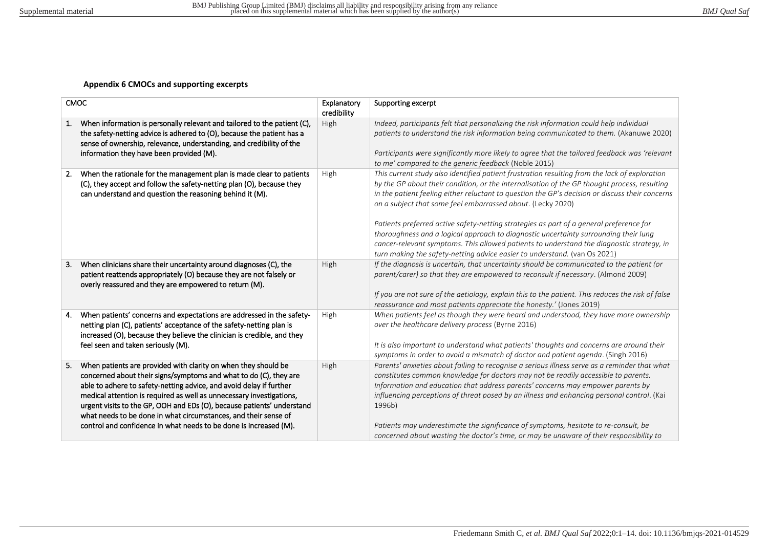### Appendix 6 CMOCs and supporting excerpts

| CMOC | Explanatory credibility | Supporting excerpt |
|---|---|---|
| 1. When information is personally relevant and tailored to the patient (C), the safety-netting advice is adhered to (O), because the patient has a sense of ownership, relevance, understanding, and credibility of the information they have been provided (M). | High | *Indeed, participants felt that personalizing the risk information could help individual patients to understand the risk information being communicated to them.* (Akanuwe 2020)<br><br>*Participants were significantly more likely to agree that the tailored feedback was 'relevant to me' compared to the generic feedback* (Noble 2015) |
| 2. When the rationale for the management plan is made clear to patients (C), they accept and follow the safety-netting plan (O), because they can understand and question the reasoning behind it (M). | High | *This current study also identified patient frustration resulting from the lack of exploration by the GP about their condition, or the internalisation of the GP thought process, resulting in the patient feeling either reluctant to question the GP's decision or discuss their concerns on a subject that some feel embarrassed about*. (Lecky 2020)<br><br>*Patients preferred active safety-netting strategies as part of a general preference for thoroughness and a logical approach to diagnostic uncertainty surrounding their lung cancer-relevant symptoms. This allowed patients to understand the diagnostic strategy, in turn making the safety-netting advice easier to understand.* (van Os 2021) |
| 3. When clinicians share their uncertainty around diagnoses (C), the patient reattends appropriately (O) because they are not falsely or overly reassured and they are empowered to return (M). | High | *If the diagnosis is uncertain, that uncertainty should be communicated to the patient (or parent/carer) so that they are empowered to reconsult if necessary*. (Almond 2009)<br><br>*If you are not sure of the aetiology, explain this to the patient. This reduces the risk of false reassurance and most patients appreciate the honesty.'* (Jones 2019) |
| 4. When patients' concerns and expectations are addressed in the safety-netting plan (C), patients' acceptance of the safety-netting plan is increased (O), because they believe the clinician is credible, and they feel seen and taken seriously (M). | High | *When patients feel as though they were heard and understood, they have more ownership over the healthcare delivery process* (Byrne 2016)<br><br>*It is also important to understand what patients' thoughts and concerns are around their symptoms in order to avoid a mismatch of doctor and patient agenda*. (Singh 2016) |
| 5. When patients are provided with clarity on when they should be concerned about their signs/symptoms and what to do (C), they are able to adhere to safety-netting advice, and avoid delay if further medical attention is required as well as unnecessary investigations, urgent visits to the GP, OOH and EDs (O), because patients' understand what needs to be done in what circumstances, and their sense of control and confidence in what needs to be done is increased (M). | High | *Parents' anxieties about failing to recognise a serious illness serve as a reminder that what constitutes common knowledge for doctors may not be readily accessible to parents. Information and education that address parents' concerns may empower parents by influencing perceptions of threat posed by an illness and enhancing personal control*. (Kai 1996b)<br><br>*Patients may underestimate the significance of symptoms, hesitate to re-consult, be concerned about wasting the doctor's time, or may be unaware of their responsibility to* |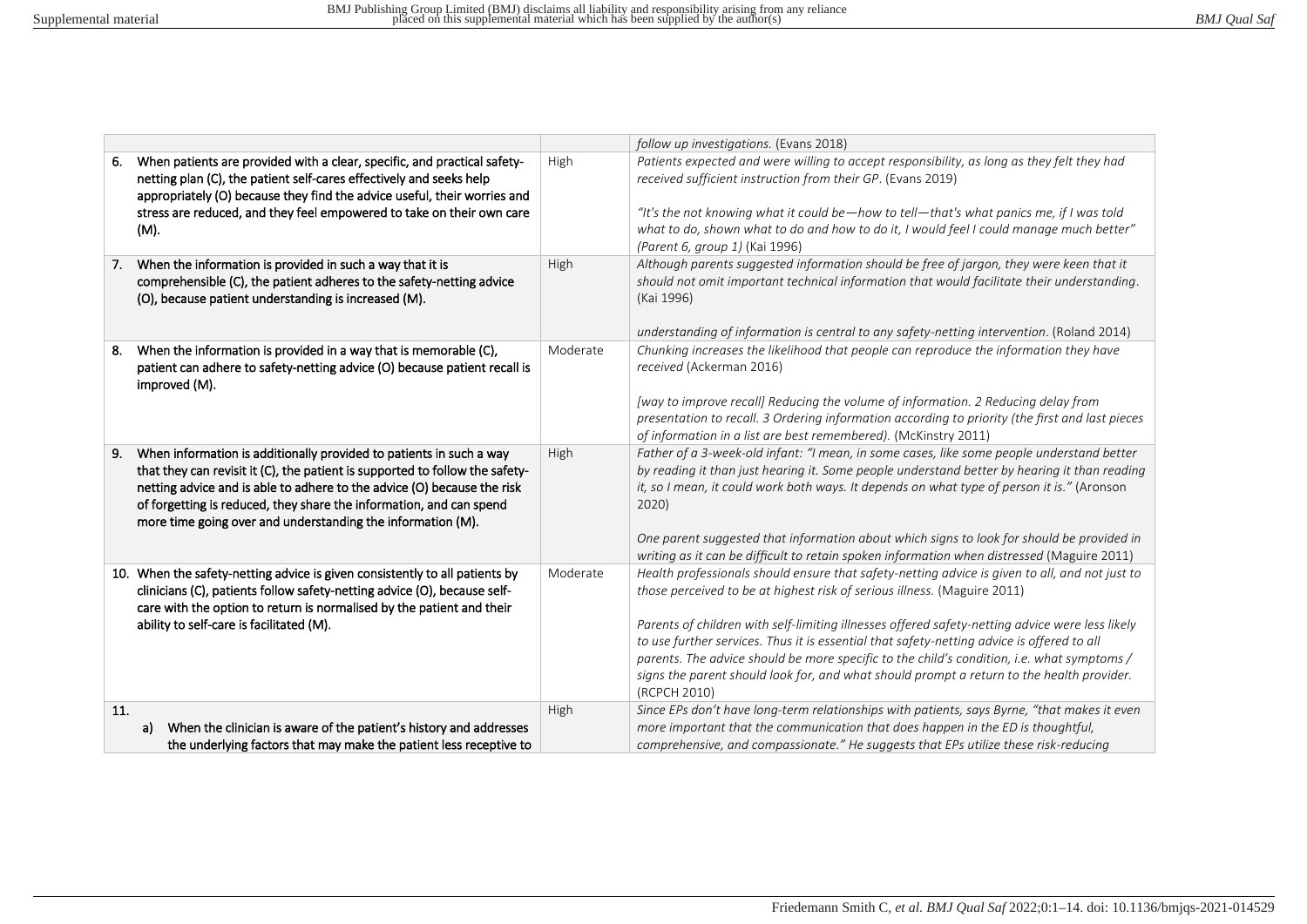| | | |
|---|---|---|
| | | *follow up investigations.* (Evans 2018) |
| 6. When patients are provided with a clear, specific, and practical safety-netting plan (C), the patient self-cares effectively and seeks help appropriately (O) because they find the advice useful, their worries and stress are reduced, and they feel empowered to take on their own care (M). | High | *Patients expected and were willing to accept responsibility, as long as they felt they had received sufficient instruction from their GP*. (Evans 2019)<br><br>*"It's the not knowing what it could be—how to tell—that's what panics me, if I was told what to do, shown what to do and how to do it, I would feel I could manage much better" (Parent 6, group 1)* (Kai 1996) |
| 7. When the information is provided in such a way that it is comprehensible (C), the patient adheres to the safety-netting advice (O), because patient understanding is increased (M). | High | *Although parents suggested information should be free of jargon, they were keen that it should not omit important technical information that would facilitate their understanding*. (Kai 1996)<br><br>*understanding of information is central to any safety-netting intervention*. (Roland 2014) |
| 8. When the information is provided in a way that is memorable (C), patient can adhere to safety-netting advice (O) because patient recall is improved (M). | Moderate | *Chunking increases the likelihood that people can reproduce the information they have received* (Ackerman 2016)<br><br>*[way to improve recall] Reducing the volume of information. 2 Reducing delay from presentation to recall. 3 Ordering information according to priority (the first and last pieces of information in a list are best remembered).* (McKinstry 2011) |
| 9. When information is additionally provided to patients in such a way that they can revisit it (C), the patient is supported to follow the safety-netting advice and is able to adhere to the advice (O) because the risk of forgetting is reduced, they share the information, and can spend more time going over and understanding the information (M). | High | *Father of a 3-week-old infant: "I mean, in some cases, like some people understand better by reading it than just hearing it. Some people understand better by hearing it than reading it, so I mean, it could work both ways. It depends on what type of person it is."* (Aronson 2020)<br><br>*One parent suggested that information about which signs to look for should be provided in writing as it can be difficult to retain spoken information when distressed* (Maguire 2011) |
| 10. When the safety-netting advice is given consistently to all patients by clinicians (C), patients follow safety-netting advice (O), because self-care with the option to return is normalised by the patient and their ability to self-care is facilitated (M). | Moderate | *Health professionals should ensure that safety-netting advice is given to all, and not just to those perceived to be at highest risk of serious illness.* (Maguire 2011)<br><br>*Parents of children with self-limiting illnesses offered safety-netting advice were less likely to use further services. Thus it is essential that safety-netting advice is offered to all parents. The advice should be more specific to the child's condition, i.e. what symptoms / signs the parent should look for, and what should prompt a return to the health provider.* (RCPCH 2010) |
| 11.<br>a) When the clinician is aware of the patient's history and addresses the underlying factors that may make the patient less receptive to | High | *Since EPs don't have long-term relationships with patients, says Byrne, "that makes it even more important that the communication that does happen in the ED is thoughtful, comprehensive, and compassionate." He suggests that EPs utilize these risk-reducing* |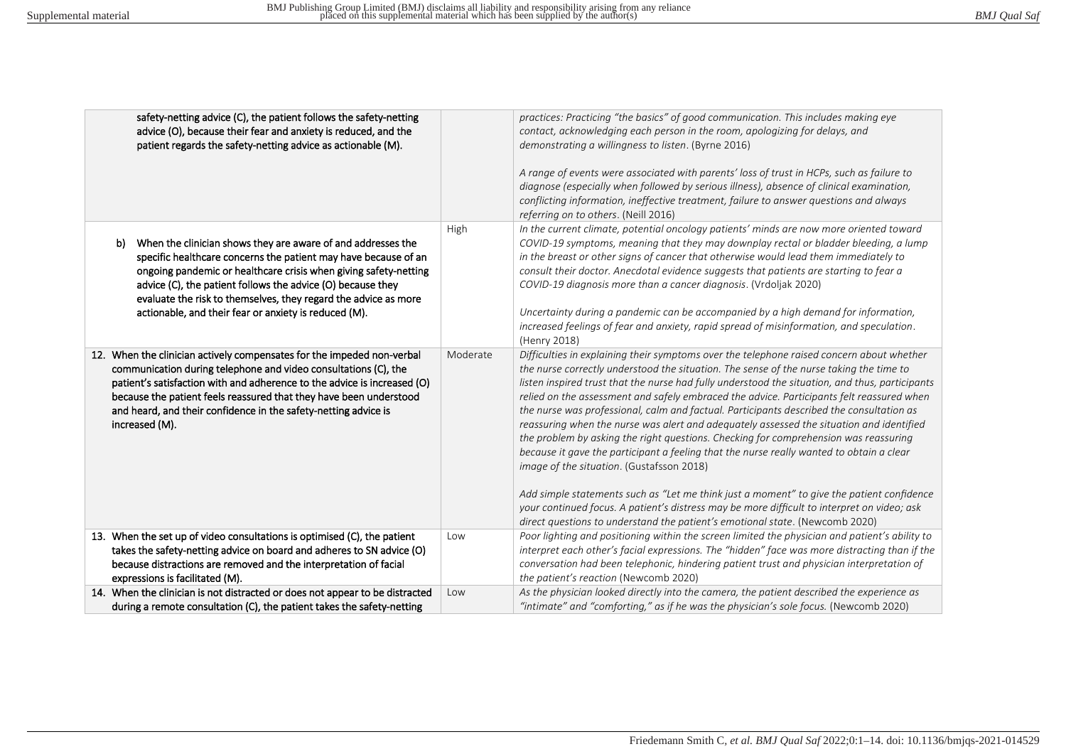| | | |
|---|---|---|
| safety-netting advice (C), the patient follows the safety-netting advice (O), because their fear and anxiety is reduced, and the patient regards the safety-netting advice as actionable (M). | | *practices: Practicing "the basics" of good communication. This includes making eye contact, acknowledging each person in the room, apologizing for delays, and demonstrating a willingness to listen*. (Byrne 2016)<br><br>*A range of events were associated with parents' loss of trust in HCPs, such as failure to diagnose (especially when followed by serious illness), absence of clinical examination, conflicting information, ineffective treatment, failure to answer questions and always referring on to others*. (Neill 2016) |
| b) When the clinician shows they are aware of and addresses the specific healthcare concerns the patient may have because of an ongoing pandemic or healthcare crisis when giving safety-netting advice (C), the patient follows the advice (O) because they evaluate the risk to themselves, they regard the advice as more actionable, and their fear or anxiety is reduced (M). | High | *In the current climate, potential oncology patients' minds are now more oriented toward COVID-19 symptoms, meaning that they may downplay rectal or bladder bleeding, a lump in the breast or other signs of cancer that otherwise would lead them immediately to consult their doctor. Anecdotal evidence suggests that patients are starting to fear a COVID-19 diagnosis more than a cancer diagnosis*. (Vrdoljak 2020)<br><br>*Uncertainty during a pandemic can be accompanied by a high demand for information, increased feelings of fear and anxiety, rapid spread of misinformation, and speculation*. (Henry 2018) |
| 12. When the clinician actively compensates for the impeded non-verbal communication during telephone and video consultations (C), the patient's satisfaction with and adherence to the advice is increased (O) because the patient feels reassured that they have been understood and heard, and their confidence in the safety-netting advice is increased (M). | Moderate | *Difficulties in explaining their symptoms over the telephone raised concern about whether the nurse correctly understood the situation. The sense of the nurse taking the time to listen inspired trust that the nurse had fully understood the situation, and thus, participants relied on the assessment and safely embraced the advice. Participants felt reassured when the nurse was professional, calm and factual. Participants described the consultation as reassuring when the nurse was alert and adequately assessed the situation and identified the problem by asking the right questions. Checking for comprehension was reassuring because it gave the participant a feeling that the nurse really wanted to obtain a clear image of the situation*. (Gustafsson 2018)<br><br>*Add simple statements such as "Let me think just a moment" to give the patient confidence your continued focus. A patient's distress may be more difficult to interpret on video; ask direct questions to understand the patient's emotional state*. (Newcomb 2020) |
| 13. When the set up of video consultations is optimised (C), the patient takes the safety-netting advice on board and adheres to SN advice (O) because distractions are removed and the interpretation of facial expressions is facilitated (M). | Low | *Poor lighting and positioning within the screen limited the physician and patient's ability to interpret each other's facial expressions. The "hidden" face was more distracting than if the conversation had been telephonic, hindering patient trust and physician interpretation of the patient's reaction* (Newcomb 2020) |
| 14. When the clinician is not distracted or does not appear to be distracted during a remote consultation (C), the patient takes the safety-netting | Low | *As the physician looked directly into the camera, the patient described the experience as "intimate" and "comforting," as if he was the physician's sole focus.* (Newcomb 2020) |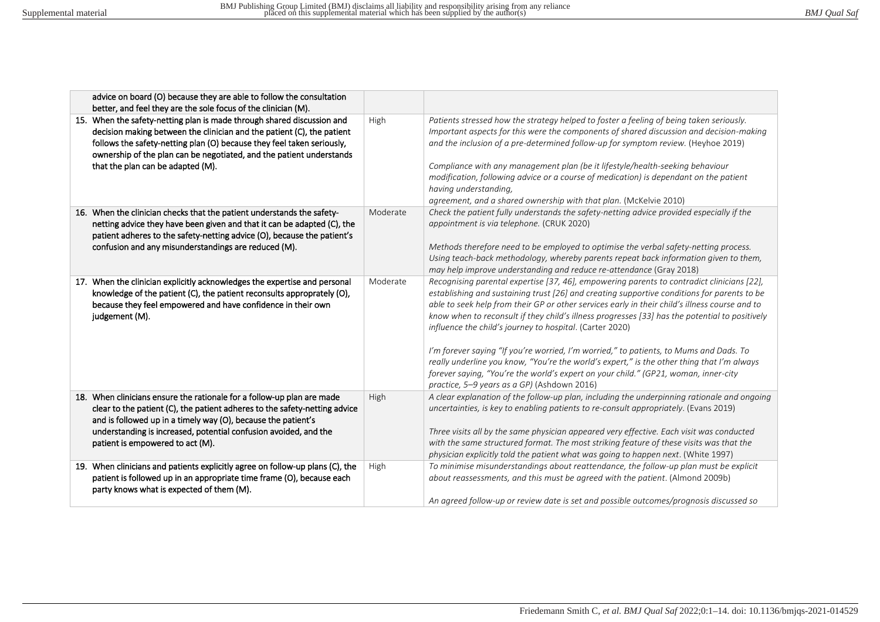| | | |
|---|---|---|
| advice on board (O) because they are able to follow the consultation better, and feel they are the sole focus of the clinician (M). | | |
| 15. When the safety-netting plan is made through shared discussion and decision making between the clinician and the patient (C), the patient follows the safety-netting plan (O) because they feel taken seriously, ownership of the plan can be negotiated, and the patient understands that the plan can be adapted (M). | High | *Patients stressed how the strategy helped to foster a feeling of being taken seriously. Important aspects for this were the components of shared discussion and decision-making and the inclusion of a pre-determined follow-up for symptom review.* (Heyhoe 2019)<br><br>*Compliance with any management plan (be it lifestyle/health-seeking behaviour modification, following advice or a course of medication) is dependant on the patient having understanding, agreement, and a shared ownership with that plan.* (McKelvie 2010) |
| 16. When the clinician checks that the patient understands the safety-netting advice they have been given and that it can be adapted (C), the patient adheres to the safety-netting advice (O), because the patient's confusion and any misunderstandings are reduced (M). | Moderate | *Check the patient fully understands the safety-netting advice provided especially if the appointment is via telephone.* (CRUK 2020)<br><br>*Methods therefore need to be employed to optimise the verbal safety-netting process. Using teach-back methodology, whereby parents repeat back information given to them, may help improve understanding and reduce re-attendance* (Gray 2018) |
| 17. When the clinician explicitly acknowledges the expertise and personal knowledge of the patient (C), the patient reconsults appropriately (O), because they feel empowered and have confidence in their own judgement (M). | Moderate | *Recognising parental expertise [37, 46], empowering parents to contradict clinicians [22], establishing and sustaining trust [26] and creating supportive conditions for parents to be able to seek help from their GP or other services early in their child's illness course and to know when to reconsult if they child's illness progresses [33] has the potential to positively influence the child's journey to hospital*. (Carter 2020)<br><br>*I'm forever saying "If you're worried, I'm worried," to patients, to Mums and Dads. To really underline you know, "You're the world's expert," is the other thing that I'm always forever saying, "You're the world's expert on your child." (GP21, woman, inner-city practice, 5–9 years as a GP)* (Ashdown 2016) |
| 18. When clinicians ensure the rationale for a follow-up plan are made clear to the patient (C), the patient adheres to the safety-netting advice and is followed up in a timely way (O), because the patient's understanding is increased, potential confusion avoided, and the patient is empowered to act (M). | High | *A clear explanation of the follow-up plan, including the underpinning rationale and ongoing uncertainties, is key to enabling patients to re-consult appropriately*. (Evans 2019)<br><br>*Three visits all by the same physician appeared very effective. Each visit was conducted with the same structured format. The most striking feature of these visits was that the physician explicitly told the patient what was going to happen next*. (White 1997) |
| 19. When clinicians and patients explicitly agree on follow-up plans (C), the patient is followed up in an appropriate time frame (O), because each party knows what is expected of them (M). | High | *To minimise misunderstandings about reattendance, the follow-up plan must be explicit about reassessments, and this must be agreed with the patient*. (Almond 2009b)<br><br>*An agreed follow-up or review date is set and possible outcomes/prognosis discussed so* |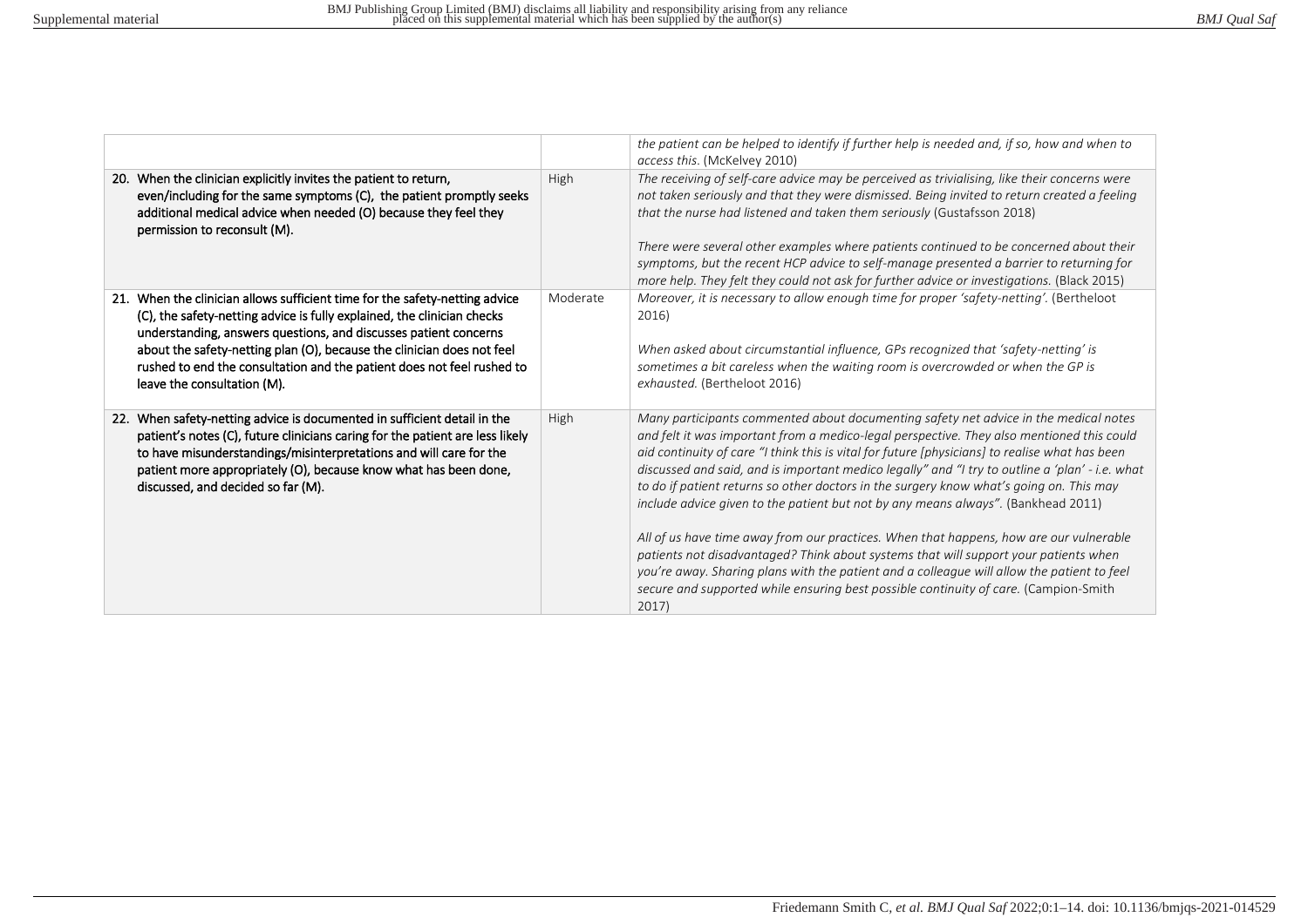| | | |
|---|---|---|
| | | *the patient can be helped to identify if further help is needed and, if so, how and when to access this.* (McKelvey 2010) |
| 20. When the clinician explicitly invites the patient to return, even/including for the same symptoms (C), the patient promptly seeks additional medical advice when needed (O) because they feel they permission to reconsult (M). | High | *The receiving of self-care advice may be perceived as trivialising, like their concerns were not taken seriously and that they were dismissed. Being invited to return created a feeling that the nurse had listened and taken them seriously* (Gustafsson 2018)<br><br>*There were several other examples where patients continued to be concerned about their symptoms, but the recent HCP advice to self-manage presented a barrier to returning for more help. They felt they could not ask for further advice or investigations.* (Black 2015) |
| 21. When the clinician allows sufficient time for the safety-netting advice (C), the safety-netting advice is fully explained, the clinician checks understanding, answers questions, and discusses patient concerns about the safety-netting plan (O), because the clinician does not feel rushed to end the consultation and the patient does not feel rushed to leave the consultation (M). | Moderate | *Moreover, it is necessary to allow enough time for proper 'safety-netting'.* (Bertheloot 2016)<br><br>*When asked about circumstantial influence, GPs recognized that 'safety-netting' is sometimes a bit careless when the waiting room is overcrowded or when the GP is exhausted.* (Bertheloot 2016) |
| 22. When safety-netting advice is documented in sufficient detail in the patient's notes (C), future clinicians caring for the patient are less likely to have misunderstandings/misinterpretations and will care for the patient more appropriately (O), because know what has been done, discussed, and decided so far (M). | High | *Many participants commented about documenting safety net advice in the medical notes and felt it was important from a medico-legal perspective. They also mentioned this could aid continuity of care "I think this is vital for future [physicians] to realise what has been discussed and said, and is important medico legally" and "I try to outline a 'plan' - i.e. what to do if patient returns so other doctors in the surgery know what's going on. This may include advice given to the patient but not by any means always".* (Bankhead 2011)<br><br>*All of us have time away from our practices. When that happens, how are our vulnerable patients not disadvantaged? Think about systems that will support your patients when you're away. Sharing plans with the patient and a colleague will allow the patient to feel secure and supported while ensuring best possible continuity of care.* (Campion-Smith 2017) |